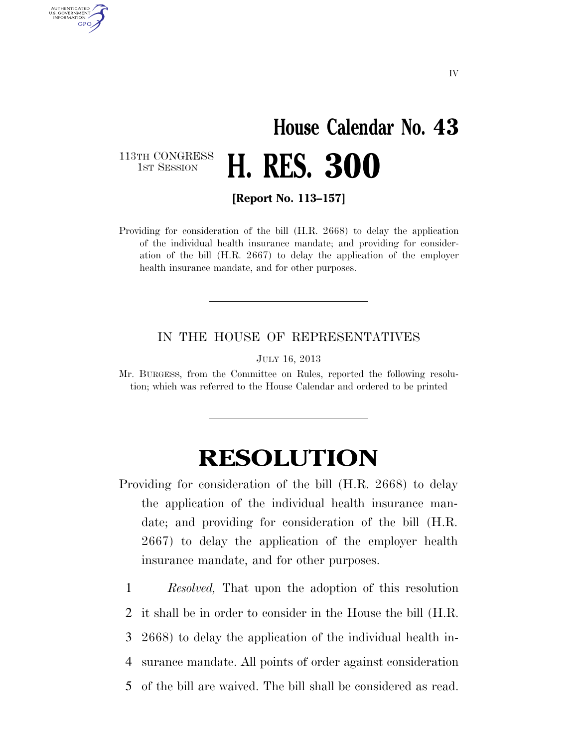# House Calendar No. 43

113TH CONGRESS
1ST SESSION

# H. RES. 300

**[Report No. 113–157]**

Providing for consideration of the bill (H.R. 2668) to delay the application of the individual health insurance mandate; and providing for consideration of the bill (H.R. 2667) to delay the application of the employer health insurance mandate, and for other purposes.

---

IN THE HOUSE OF REPRESENTATIVES

JULY 16, 2013

Mr. BURGESS, from the Committee on Rules, reported the following resolution; which was referred to the House Calendar and ordered to be printed

---

# RESOLUTION

Providing for consideration of the bill (H.R. 2668) to delay the application of the individual health insurance mandate; and providing for consideration of the bill (H.R. 2667) to delay the application of the employer health insurance mandate, and for other purposes.

1 *Resolved,* That upon the adoption of this resolution
2 it shall be in order to consider in the House the bill (H.R.
3 2668) to delay the application of the individual health in-
4 surance mandate. All points of order against consideration
5 of the bill are waived. The bill shall be considered as read.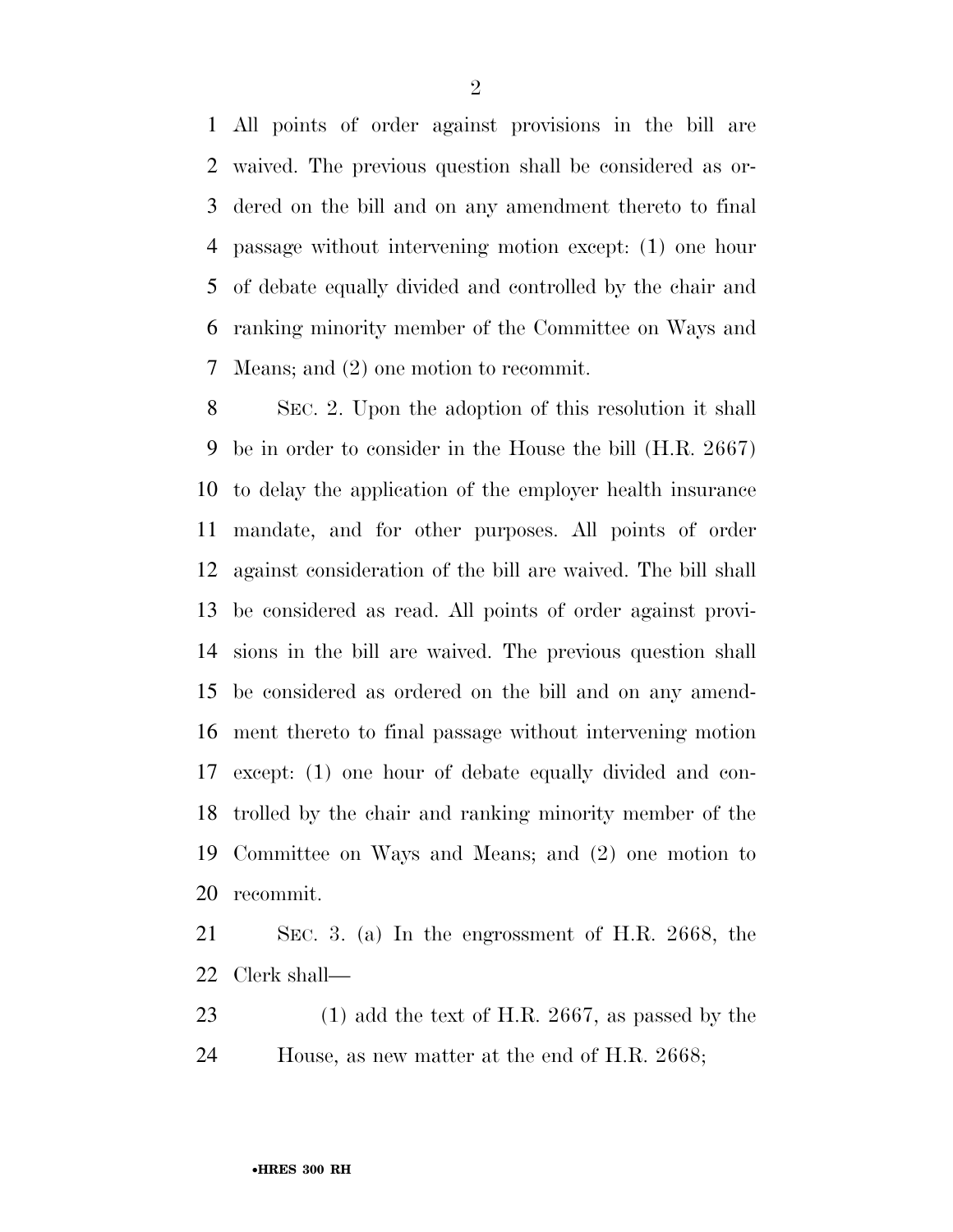All points of order against provisions in the bill are waived. The previous question shall be considered as ordered on the bill and on any amendment thereto to final passage without intervening motion except: (1) one hour of debate equally divided and controlled by the chair and ranking minority member of the Committee on Ways and Means; and (2) one motion to recommit.

SEC. 2. Upon the adoption of this resolution it shall be in order to consider in the House the bill (H.R. 2667) to delay the application of the employer health insurance mandate, and for other purposes. All points of order against consideration of the bill are waived. The bill shall be considered as read. All points of order against provisions in the bill are waived. The previous question shall be considered as ordered on the bill and on any amendment thereto to final passage without intervening motion except: (1) one hour of debate equally divided and controlled by the chair and ranking minority member of the Committee on Ways and Means; and (2) one motion to recommit.

SEC. 3. (a) In the engrossment of H.R. 2668, the Clerk shall—

(1) add the text of H.R. 2667, as passed by the House, as new matter at the end of H.R. 2668;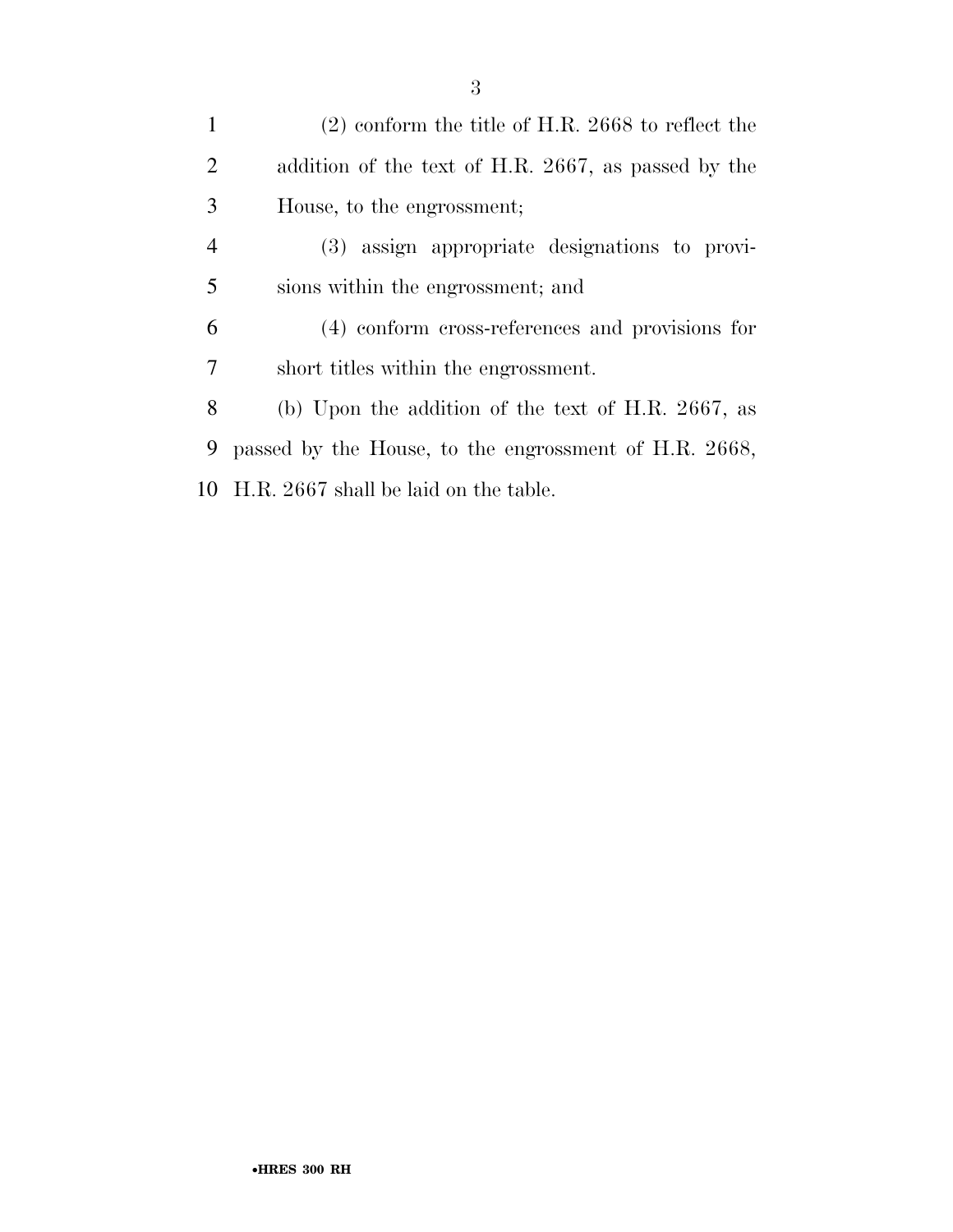(2) conform the title of H.R. 2668 to reflect the addition of the text of H.R. 2667, as passed by the House, to the engrossment;

(3) assign appropriate designations to provisions within the engrossment; and

(4) conform cross-references and provisions for short titles within the engrossment.

(b) Upon the addition of the text of H.R. 2667, as passed by the House, to the engrossment of H.R. 2668, H.R. 2667 shall be laid on the table.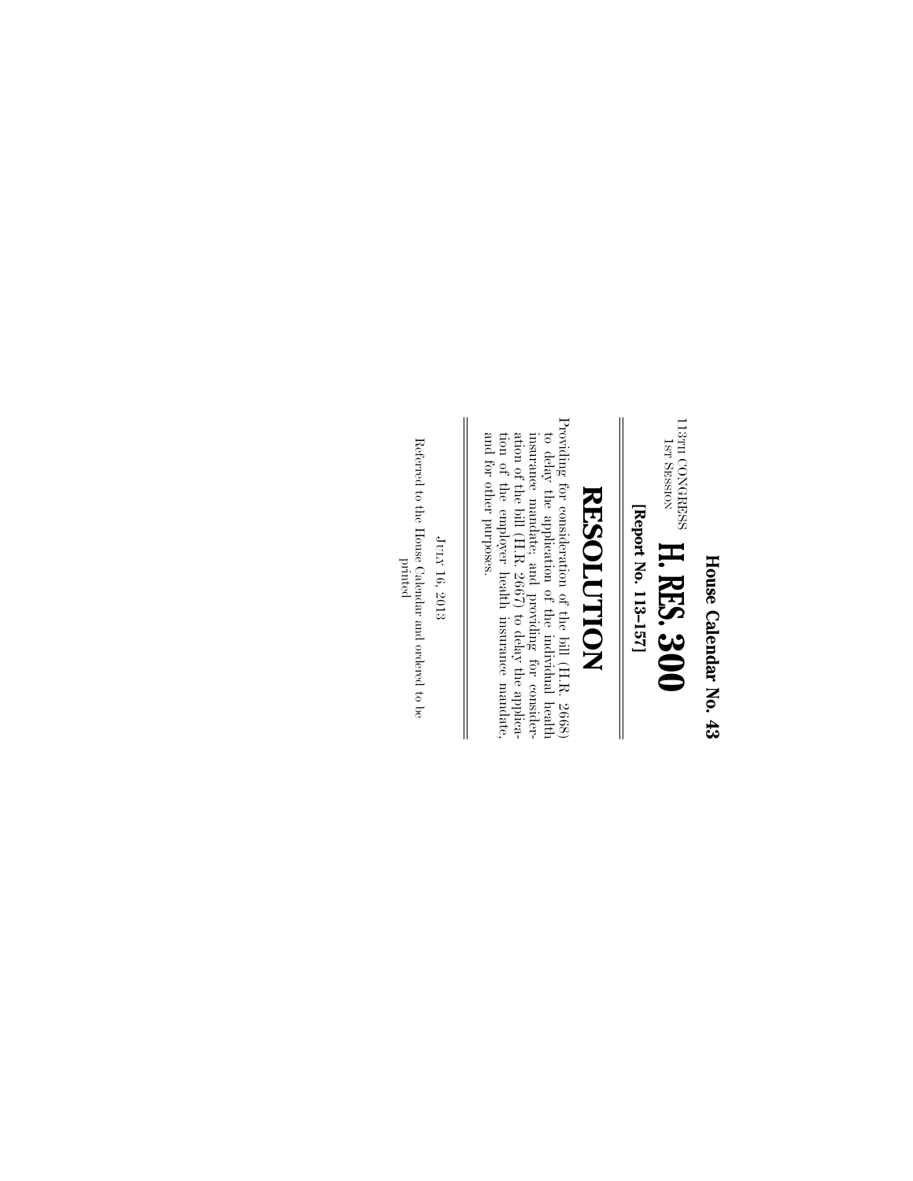# House Calendar No. 43

113TH CONGRESS
1ST SESSION

# H. RES. 300

**[Report No. 113–157]**

---

# RESOLUTION

Providing for consideration of the bill (H.R. 2668) to delay the application of the individual health insurance mandate; and providing for consideration of the bill (H.R. 2667) to delay the application of the employer health insurance mandate, and for other purposes.

---

JULY 16, 2013

Referred to the House Calendar and ordered to be printed